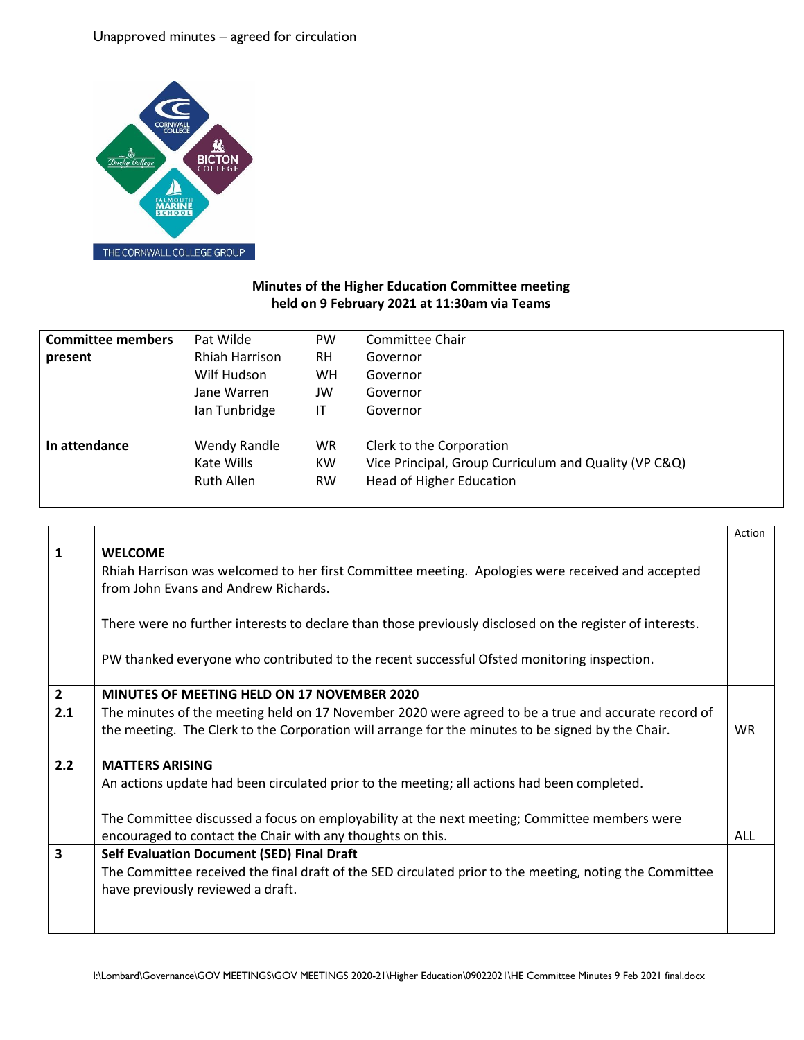Unapproved minutes – agreed for circulation

**Minutes of the Higher Education Committee meeting held on 9 February 2021 at 11:30am via Teams**

| | | | |
|---|---|---|---|
| **Committee members present** | Pat Wilde | PW | Committee Chair |
| | Rhiah Harrison | RH | Governor |
| | Wilf Hudson | WH | Governor |
| | Jane Warren | JW | Governor |
| | Ian Tunbridge | IT | Governor |
| **In attendance** | Wendy Randle | WR | Clerk to the Corporation |
| | Kate Wills | KW | Vice Principal, Group Curriculum and Quality (VP C&Q) |
| | Ruth Allen | RW | Head of Higher Education |

| | | Action |
|---|---|---|
| **1** | **WELCOME**<br>Rhiah Harrison was welcomed to her first Committee meeting. Apologies were received and accepted from John Evans and Andrew Richards.<br><br>There were no further interests to declare than those previously disclosed on the register of interests.<br><br>PW thanked everyone who contributed to the recent successful Ofsted monitoring inspection. | |
| **2** | **MINUTES OF MEETING HELD ON 17 NOVEMBER 2020** | |
| **2.1** | The minutes of the meeting held on 17 November 2020 were agreed to be a true and accurate record of the meeting. The Clerk to the Corporation will arrange for the minutes to be signed by the Chair. | WR |
| **2.2** | **MATTERS ARISING**<br>An actions update had been circulated prior to the meeting; all actions had been completed.<br><br>The Committee discussed a focus on employability at the next meeting; Committee members were encouraged to contact the Chair with any thoughts on this. | ALL |
| **3** | **Self Evaluation Document (SED) Final Draft**<br>The Committee received the final draft of the SED circulated prior to the meeting, noting the Committee have previously reviewed a draft. | |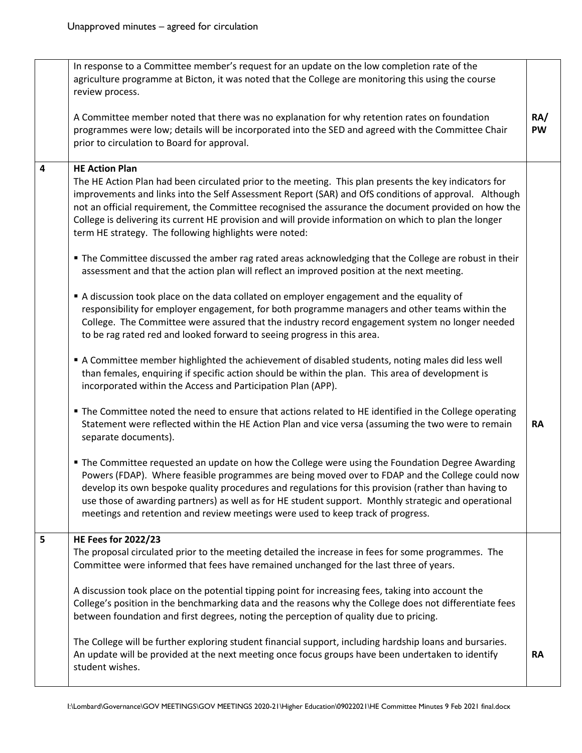| | | |
|---|---|---|
| | In response to a Committee member's request for an update on the low completion rate of the agriculture programme at Bicton, it was noted that the College are monitoring this using the course review process.<br><br>A Committee member noted that there was no explanation for why retention rates on foundation programmes were low; details will be incorporated into the SED and agreed with the Committee Chair prior to circulation to Board for approval. | RA/ PW |
| 4 | **HE Action Plan**<br>The HE Action Plan had been circulated prior to the meeting. This plan presents the key indicators for improvements and links into the Self Assessment Report (SAR) and OfS conditions of approval. Although not an official requirement, the Committee recognised the assurance the document provided on how the College is delivering its current HE provision and will provide information on which to plan the longer term HE strategy. The following highlights were noted:<br><br>▪ The Committee discussed the amber rag rated areas acknowledging that the College are robust in their assessment and that the action plan will reflect an improved position at the next meeting.<br><br>▪ A discussion took place on the data collated on employer engagement and the equality of responsibility for employer engagement, for both programme managers and other teams within the College. The Committee were assured that the industry record engagement system no longer needed to be rag rated red and looked forward to seeing progress in this area.<br><br>▪ A Committee member highlighted the achievement of disabled students, noting males did less well than females, enquiring if specific action should be within the plan. This area of development is incorporated within the Access and Participation Plan (APP).<br><br>▪ The Committee noted the need to ensure that actions related to HE identified in the College operating Statement were reflected within the HE Action Plan and vice versa (assuming the two were to remain separate documents).<br><br>▪ The Committee requested an update on how the College were using the Foundation Degree Awarding Powers (FDAP). Where feasible programmes are being moved over to FDAP and the College could now develop its own bespoke quality procedures and regulations for this provision (rather than having to use those of awarding partners) as well as for HE student support. Monthly strategic and operational meetings and retention and review meetings were used to keep track of progress. | RA |
| 5 | **HE Fees for 2022/23**<br>The proposal circulated prior to the meeting detailed the increase in fees for some programmes. The Committee were informed that fees have remained unchanged for the last three of years.<br><br>A discussion took place on the potential tipping point for increasing fees, taking into account the College's position in the benchmarking data and the reasons why the College does not differentiate fees between foundation and first degrees, noting the perception of quality due to pricing.<br><br>The College will be further exploring student financial support, including hardship loans and bursaries. An update will be provided at the next meeting once focus groups have been undertaken to identify student wishes. | RA |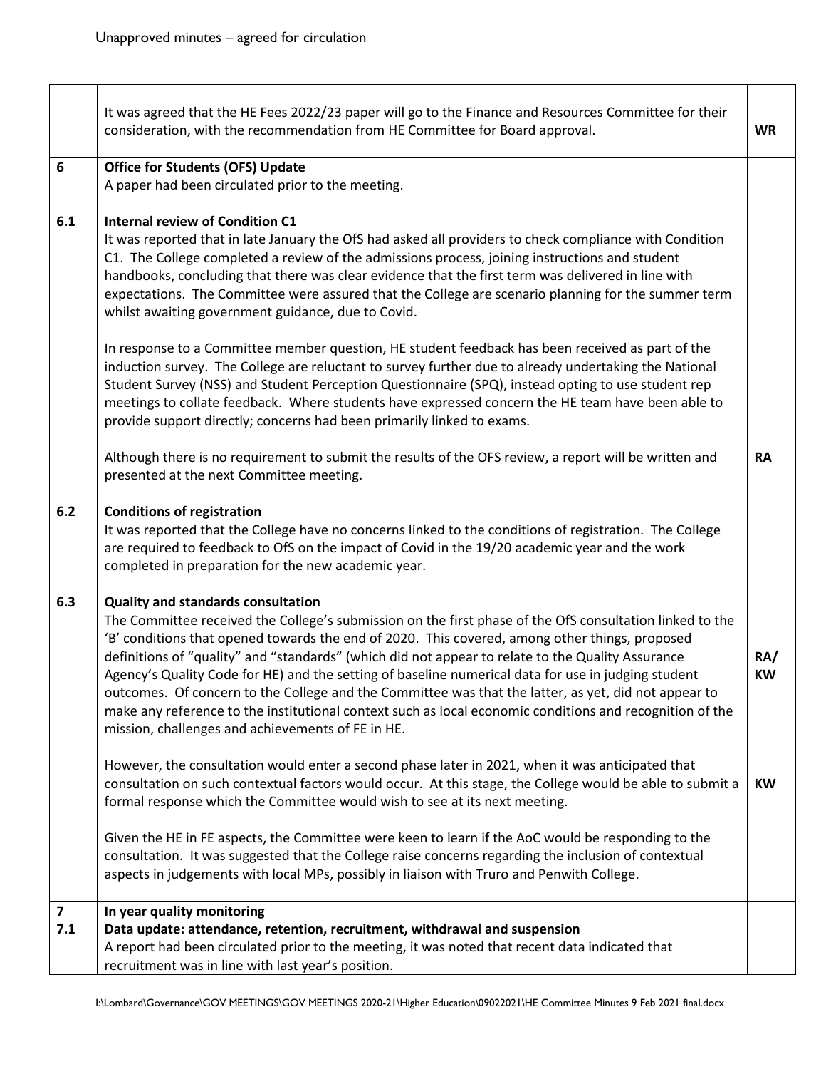Unapproved minutes – agreed for circulation

| | | |
|---|---|---|
| | It was agreed that the HE Fees 2022/23 paper will go to the Finance and Resources Committee for their consideration, with the recommendation from HE Committee for Board approval. | **WR** |
| **6** | **Office for Students (OFS) Update**<br>A paper had been circulated prior to the meeting. | |
| **6.1** | **Internal review of Condition C1**<br>It was reported that in late January the OfS had asked all providers to check compliance with Condition C1. The College completed a review of the admissions process, joining instructions and student handbooks, concluding that there was clear evidence that the first term was delivered in line with expectations. The Committee were assured that the College are scenario planning for the summer term whilst awaiting government guidance, due to Covid.<br><br>In response to a Committee member question, HE student feedback has been received as part of the induction survey. The College are reluctant to survey further due to already undertaking the National Student Survey (NSS) and Student Perception Questionnaire (SPQ), instead opting to use student rep meetings to collate feedback. Where students have expressed concern the HE team have been able to provide support directly; concerns had been primarily linked to exams.<br><br>Although there is no requirement to submit the results of the OFS review, a report will be written and presented at the next Committee meeting. | **RA** |
| **6.2** | **Conditions of registration**<br>It was reported that the College have no concerns linked to the conditions of registration. The College are required to feedback to OfS on the impact of Covid in the 19/20 academic year and the work completed in preparation for the new academic year. | |
| **6.3** | **Quality and standards consultation**<br>The Committee received the College's submission on the first phase of the OfS consultation linked to the 'B' conditions that opened towards the end of 2020. This covered, among other things, proposed definitions of "quality" and "standards" (which did not appear to relate to the Quality Assurance Agency's Quality Code for HE) and the setting of baseline numerical data for use in judging student outcomes. Of concern to the College and the Committee was that the latter, as yet, did not appear to make any reference to the institutional context such as local economic conditions and recognition of the mission, challenges and achievements of FE in HE. | **RA/ KW** |
| | However, the consultation would enter a second phase later in 2021, when it was anticipated that consultation on such contextual factors would occur. At this stage, the College would be able to submit a formal response which the Committee would wish to see at its next meeting.<br><br>Given the HE in FE aspects, the Committee were keen to learn if the AoC would be responding to the consultation. It was suggested that the College raise concerns regarding the inclusion of contextual aspects in judgements with local MPs, possibly in liaison with Truro and Penwith College. | **KW** |
| **7**<br>**7.1** | **In year quality monitoring**<br>**Data update: attendance, retention, recruitment, withdrawal and suspension**<br>A report had been circulated prior to the meeting, it was noted that recent data indicated that recruitment was in line with last year's position. | |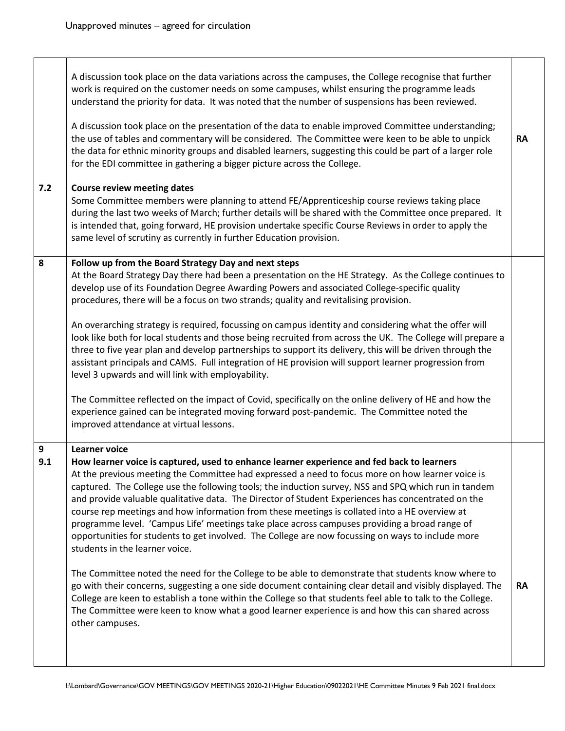| | | |
|---|---|---|
| | A discussion took place on the data variations across the campuses, the College recognise that further work is required on the customer needs on some campuses, whilst ensuring the programme leads understand the priority for data. It was noted that the number of suspensions has been reviewed.<br><br>A discussion took place on the presentation of the data to enable improved Committee understanding; the use of tables and commentary will be considered. The Committee were keen to be able to unpick the data for ethnic minority groups and disabled learners, suggesting this could be part of a larger role for the EDI committee in gathering a bigger picture across the College. | RA |
| 7.2 | **Course review meeting dates**<br>Some Committee members were planning to attend FE/Apprenticeship course reviews taking place during the last two weeks of March; further details will be shared with the Committee once prepared. It is intended that, going forward, HE provision undertake specific Course Reviews in order to apply the same level of scrutiny as currently in further Education provision. | |
| 8 | **Follow up from the Board Strategy Day and next steps**<br>At the Board Strategy Day there had been a presentation on the HE Strategy. As the College continues to develop use of its Foundation Degree Awarding Powers and associated College-specific quality procedures, there will be a focus on two strands; quality and revitalising provision.<br><br>An overarching strategy is required, focussing on campus identity and considering what the offer will look like both for local students and those being recruited from across the UK. The College will prepare a three to five year plan and develop partnerships to support its delivery, this will be driven through the assistant principals and CAMS. Full integration of HE provision will support learner progression from level 3 upwards and will link with employability.<br><br>The Committee reflected on the impact of Covid, specifically on the online delivery of HE and how the experience gained can be integrated moving forward post-pandemic. The Committee noted the improved attendance at virtual lessons. | |
| 9<br>9.1 | **Learner voice**<br>**How learner voice is captured, used to enhance learner experience and fed back to learners**<br>At the previous meeting the Committee had expressed a need to focus more on how learner voice is captured. The College use the following tools; the induction survey, NSS and SPQ which run in tandem and provide valuable qualitative data. The Director of Student Experiences has concentrated on the course rep meetings and how information from these meetings is collated into a HE overview at programme level. 'Campus Life' meetings take place across campuses providing a broad range of opportunities for students to get involved. The College are now focussing on ways to include more students in the learner voice.<br><br>The Committee noted the need for the College to be able to demonstrate that students know where to go with their concerns, suggesting a one side document containing clear detail and visibly displayed. The College are keen to establish a tone within the College so that students feel able to talk to the College. The Committee were keen to know what a good learner experience is and how this can shared across other campuses. | RA |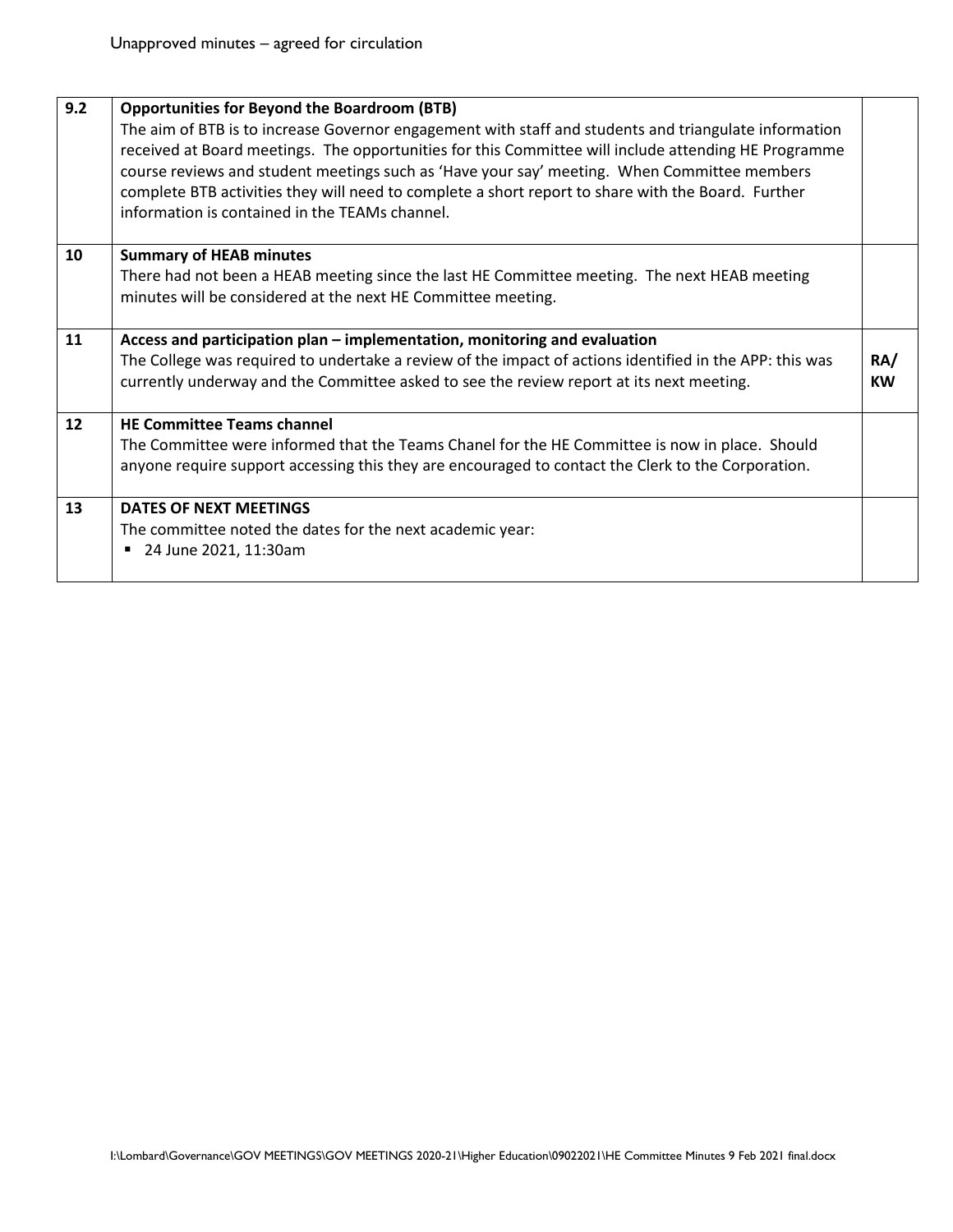Unapproved minutes – agreed for circulation

| | | |
|---|---|---|
| 9.2 | **Opportunities for Beyond the Boardroom (BTB)**<br>The aim of BTB is to increase Governor engagement with staff and students and triangulate information received at Board meetings. The opportunities for this Committee will include attending HE Programme course reviews and student meetings such as 'Have your say' meeting. When Committee members complete BTB activities they will need to complete a short report to share with the Board. Further information is contained in the TEAMs channel. | |
| 10 | **Summary of HEAB minutes**<br>There had not been a HEAB meeting since the last HE Committee meeting. The next HEAB meeting minutes will be considered at the next HE Committee meeting. | |
| 11 | **Access and participation plan – implementation, monitoring and evaluation**<br>The College was required to undertake a review of the impact of actions identified in the APP: this was currently underway and the Committee asked to see the review report at its next meeting. | **RA/ KW** |
| 12 | **HE Committee Teams channel**<br>The Committee were informed that the Teams Chanel for the HE Committee is now in place. Should anyone require support accessing this they are encouraged to contact the Clerk to the Corporation. | |
| 13 | **DATES OF NEXT MEETINGS**<br>The committee noted the dates for the next academic year:<br>▪ 24 June 2021, 11:30am | |

I:\Lombard\Governance\GOV MEETINGS\GOV MEETINGS 2020-21\Higher Education\09022021\HE Committee Minutes 9 Feb 2021 final.docx